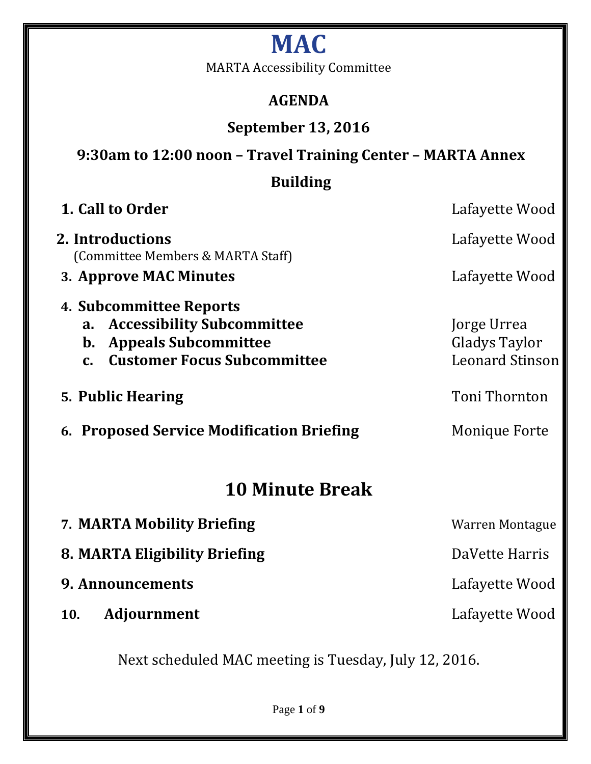# MAC

MARTA Accessibility Committee

## AGENDA

### September 13, 2016

### 9:30am to 12:00 noon – Travel Training Center – MARTA Annex Building

| Item | Presenter |
| --- | --- |
| **1. Call to Order** | Lafayette Wood |
| **2. Introductions** (Committee Members & MARTA Staff) | Lafayette Wood |
| **3. Approve MAC Minutes** | Lafayette Wood |
| **4. Subcommittee Reports** | |
| **a. Accessibility Subcommittee** | Jorge Urrea |
| **b. Appeals Subcommittee** | Gladys Taylor |
| **c. Customer Focus Subcommittee** | Leonard Stinson |
| **5. Public Hearing** | Toni Thornton |
| **6. Proposed Service Modification Briefing** | Monique Forte |

## 10 Minute Break

| Item | Presenter |
| --- | --- |
| **7. MARTA Mobility Briefing** | Warren Montague |
| **8. MARTA Eligibility Briefing** | DaVette Harris |
| **9. Announcements** | Lafayette Wood |
| **10. Adjournment** | Lafayette Wood |

Next scheduled MAC meeting is Tuesday, July 12, 2016.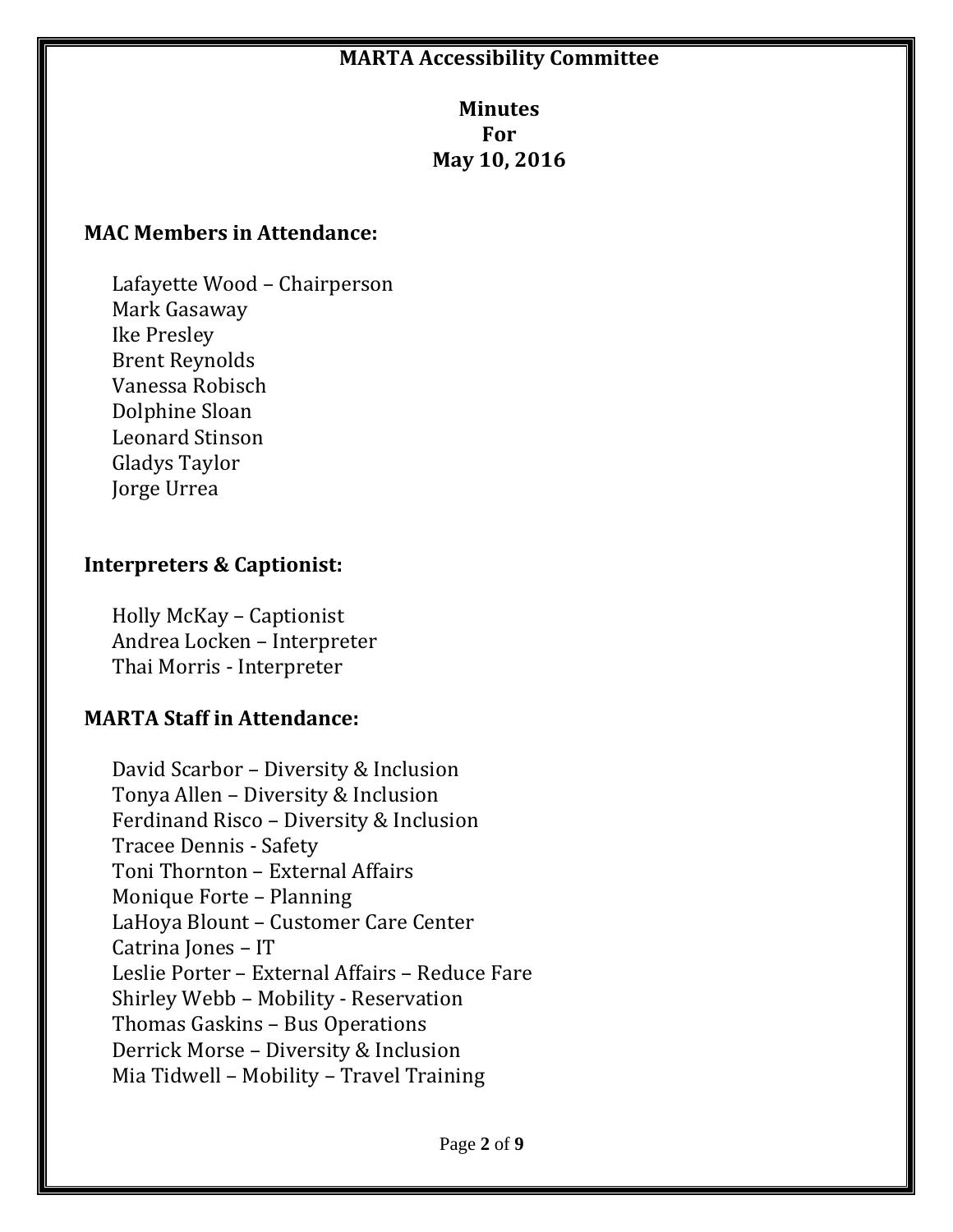# MARTA Accessibility Committee

## Minutes For May 10, 2016

### MAC Members in Attendance:

Lafayette Wood – Chairperson
Mark Gasaway
Ike Presley
Brent Reynolds
Vanessa Robisch
Dolphine Sloan
Leonard Stinson
Gladys Taylor
Jorge Urrea

### Interpreters & Captionist:

Holly McKay – Captionist
Andrea Locken – Interpreter
Thai Morris - Interpreter

### MARTA Staff in Attendance:

David Scarbor – Diversity & Inclusion
Tonya Allen – Diversity & Inclusion
Ferdinand Risco – Diversity & Inclusion
Tracee Dennis - Safety
Toni Thornton – External Affairs
Monique Forte – Planning
LaHoya Blount – Customer Care Center
Catrina Jones – IT
Leslie Porter – External Affairs – Reduce Fare
Shirley Webb – Mobility - Reservation
Thomas Gaskins – Bus Operations
Derrick Morse – Diversity & Inclusion
Mia Tidwell – Mobility – Travel Training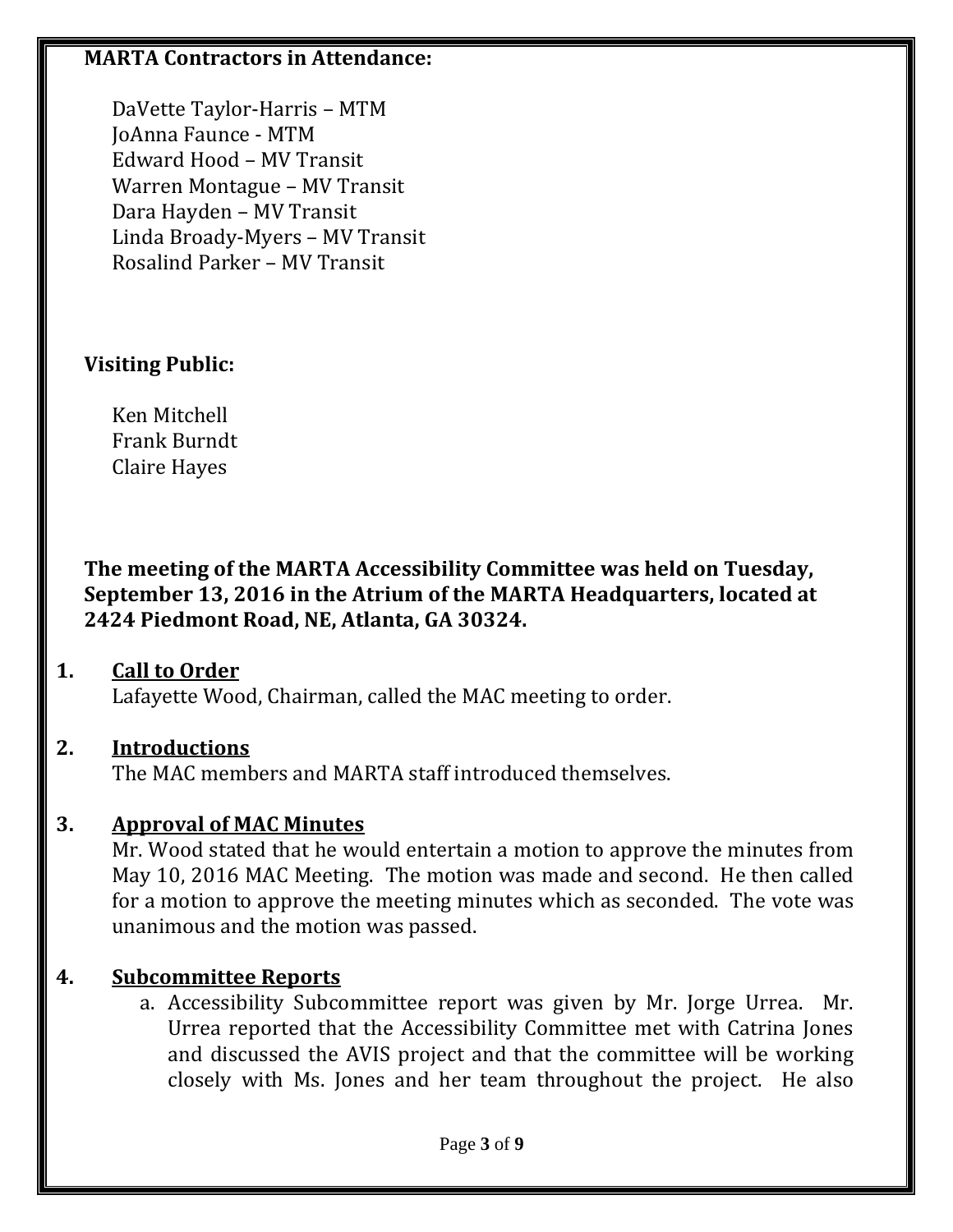**MARTA Contractors in Attendance:**

DaVette Taylor-Harris – MTM
JoAnna Faunce - MTM
Edward Hood – MV Transit
Warren Montague – MV Transit
Dara Hayden – MV Transit
Linda Broady-Myers – MV Transit
Rosalind Parker – MV Transit

**Visiting Public:**

Ken Mitchell
Frank Burndt
Claire Hayes

**The meeting of the MARTA Accessibility Committee was held on Tuesday, September 13, 2016 in the Atrium of the MARTA Headquarters, located at 2424 Piedmont Road, NE, Atlanta, GA 30324.**

1. **Call to Order**
   Lafayette Wood, Chairman, called the MAC meeting to order.

2. **Introductions**
   The MAC members and MARTA staff introduced themselves.

3. **Approval of MAC Minutes**
   Mr. Wood stated that he would entertain a motion to approve the minutes from May 10, 2016 MAC Meeting. The motion was made and second. He then called for a motion to approve the meeting minutes which as seconded. The vote was unanimous and the motion was passed.

4. **Subcommittee Reports**
   a. Accessibility Subcommittee report was given by Mr. Jorge Urrea. Mr. Urrea reported that the Accessibility Committee met with Catrina Jones and discussed the AVIS project and that the committee will be working closely with Ms. Jones and her team throughout the project. He also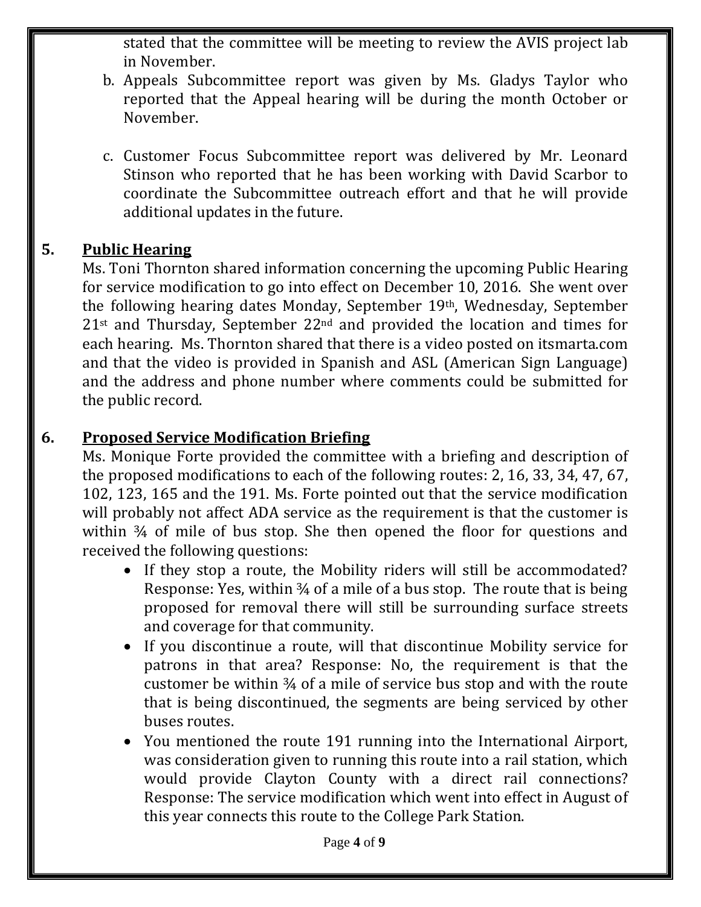stated that the committee will be meeting to review the AVIS project lab in November.

b. Appeals Subcommittee report was given by Ms. Gladys Taylor who reported that the Appeal hearing will be during the month October or November.

c. Customer Focus Subcommittee report was delivered by Mr. Leonard Stinson who reported that he has been working with David Scarbor to coordinate the Subcommittee outreach effort and that he will provide additional updates in the future.

## 5. Public Hearing

Ms. Toni Thornton shared information concerning the upcoming Public Hearing for service modification to go into effect on December 10, 2016. She went over the following hearing dates Monday, September 19th, Wednesday, September 21st and Thursday, September 22nd and provided the location and times for each hearing. Ms. Thornton shared that there is a video posted on itsmarta.com and that the video is provided in Spanish and ASL (American Sign Language) and the address and phone number where comments could be submitted for the public record.

## 6. Proposed Service Modification Briefing

Ms. Monique Forte provided the committee with a briefing and description of the proposed modifications to each of the following routes: 2, 16, 33, 34, 47, 67, 102, 123, 165 and the 191. Ms. Forte pointed out that the service modification will probably not affect ADA service as the requirement is that the customer is within ¾ of mile of bus stop. She then opened the floor for questions and received the following questions:

- If they stop a route, the Mobility riders will still be accommodated? Response: Yes, within ¾ of a mile of a bus stop. The route that is being proposed for removal there will still be surrounding surface streets and coverage for that community.
- If you discontinue a route, will that discontinue Mobility service for patrons in that area? Response: No, the requirement is that the customer be within ¾ of a mile of service bus stop and with the route that is being discontinued, the segments are being serviced by other buses routes.
- You mentioned the route 191 running into the International Airport, was consideration given to running this route into a rail station, which would provide Clayton County with a direct rail connections? Response: The service modification which went into effect in August of this year connects this route to the College Park Station.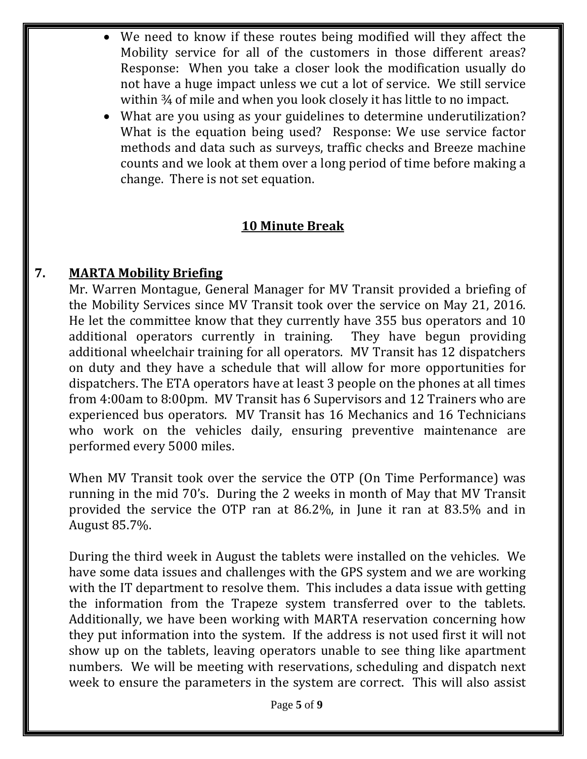- We need to know if these routes being modified will they affect the Mobility service for all of the customers in those different areas? Response: When you take a closer look the modification usually do not have a huge impact unless we cut a lot of service. We still service within ¾ of mile and when you look closely it has little to no impact.
- What are you using as your guidelines to determine underutilization? What is the equation being used? Response: We use service factor methods and data such as surveys, traffic checks and Breeze machine counts and we look at them over a long period of time before making a change. There is not set equation.

**10 Minute Break**

## 7. MARTA Mobility Briefing

Mr. Warren Montague, General Manager for MV Transit provided a briefing of the Mobility Services since MV Transit took over the service on May 21, 2016. He let the committee know that they currently have 355 bus operators and 10 additional operators currently in training. They have begun providing additional wheelchair training for all operators. MV Transit has 12 dispatchers on duty and they have a schedule that will allow for more opportunities for dispatchers. The ETA operators have at least 3 people on the phones at all times from 4:00am to 8:00pm. MV Transit has 6 Supervisors and 12 Trainers who are experienced bus operators. MV Transit has 16 Mechanics and 16 Technicians who work on the vehicles daily, ensuring preventive maintenance are performed every 5000 miles.

When MV Transit took over the service the OTP (On Time Performance) was running in the mid 70's. During the 2 weeks in month of May that MV Transit provided the service the OTP ran at 86.2%, in June it ran at 83.5% and in August 85.7%.

During the third week in August the tablets were installed on the vehicles. We have some data issues and challenges with the GPS system and we are working with the IT department to resolve them. This includes a data issue with getting the information from the Trapeze system transferred over to the tablets. Additionally, we have been working with MARTA reservation concerning how they put information into the system. If the address is not used first it will not show up on the tablets, leaving operators unable to see thing like apartment numbers. We will be meeting with reservations, scheduling and dispatch next week to ensure the parameters in the system are correct. This will also assist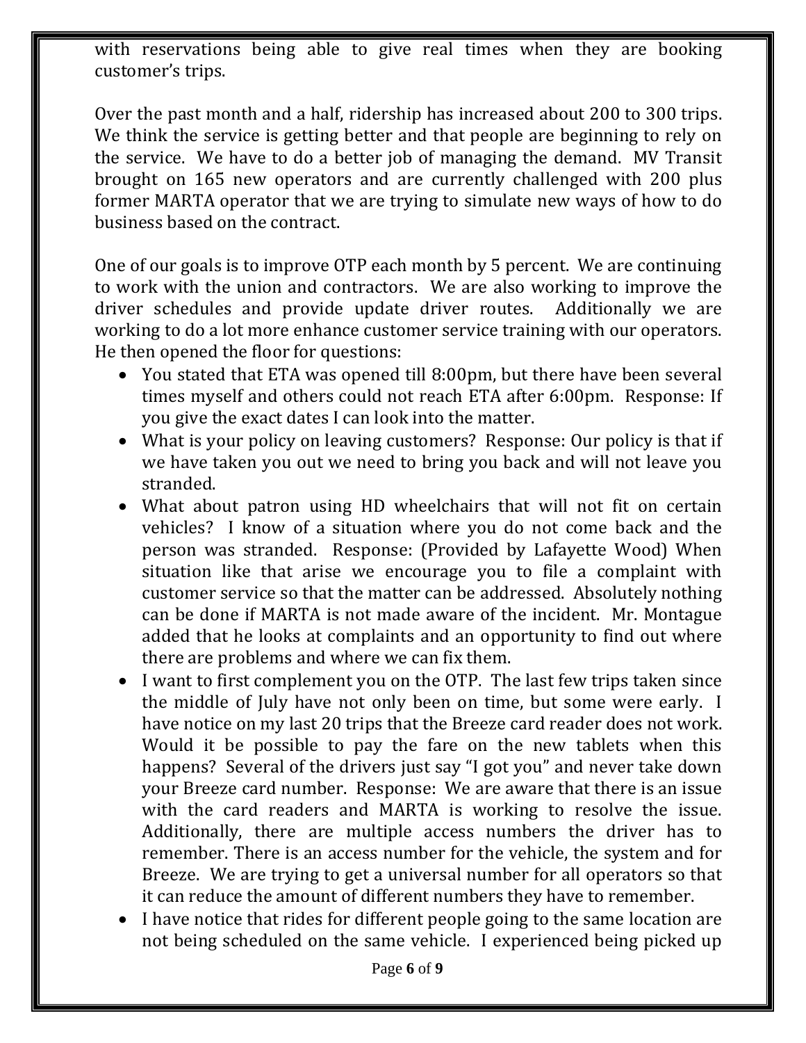with reservations being able to give real times when they are booking customer's trips.

Over the past month and a half, ridership has increased about 200 to 300 trips. We think the service is getting better and that people are beginning to rely on the service. We have to do a better job of managing the demand. MV Transit brought on 165 new operators and are currently challenged with 200 plus former MARTA operator that we are trying to simulate new ways of how to do business based on the contract.

One of our goals is to improve OTP each month by 5 percent. We are continuing to work with the union and contractors. We are also working to improve the driver schedules and provide update driver routes. Additionally we are working to do a lot more enhance customer service training with our operators. He then opened the floor for questions:

- You stated that ETA was opened till 8:00pm, but there have been several times myself and others could not reach ETA after 6:00pm. Response: If you give the exact dates I can look into the matter.
- What is your policy on leaving customers? Response: Our policy is that if we have taken you out we need to bring you back and will not leave you stranded.
- What about patron using HD wheelchairs that will not fit on certain vehicles? I know of a situation where you do not come back and the person was stranded. Response: (Provided by Lafayette Wood) When situation like that arise we encourage you to file a complaint with customer service so that the matter can be addressed. Absolutely nothing can be done if MARTA is not made aware of the incident. Mr. Montague added that he looks at complaints and an opportunity to find out where there are problems and where we can fix them.
- I want to first complement you on the OTP. The last few trips taken since the middle of July have not only been on time, but some were early. I have notice on my last 20 trips that the Breeze card reader does not work. Would it be possible to pay the fare on the new tablets when this happens? Several of the drivers just say "I got you" and never take down your Breeze card number. Response: We are aware that there is an issue with the card readers and MARTA is working to resolve the issue. Additionally, there are multiple access numbers the driver has to remember. There is an access number for the vehicle, the system and for Breeze. We are trying to get a universal number for all operators so that it can reduce the amount of different numbers they have to remember.
- I have notice that rides for different people going to the same location are not being scheduled on the same vehicle. I experienced being picked up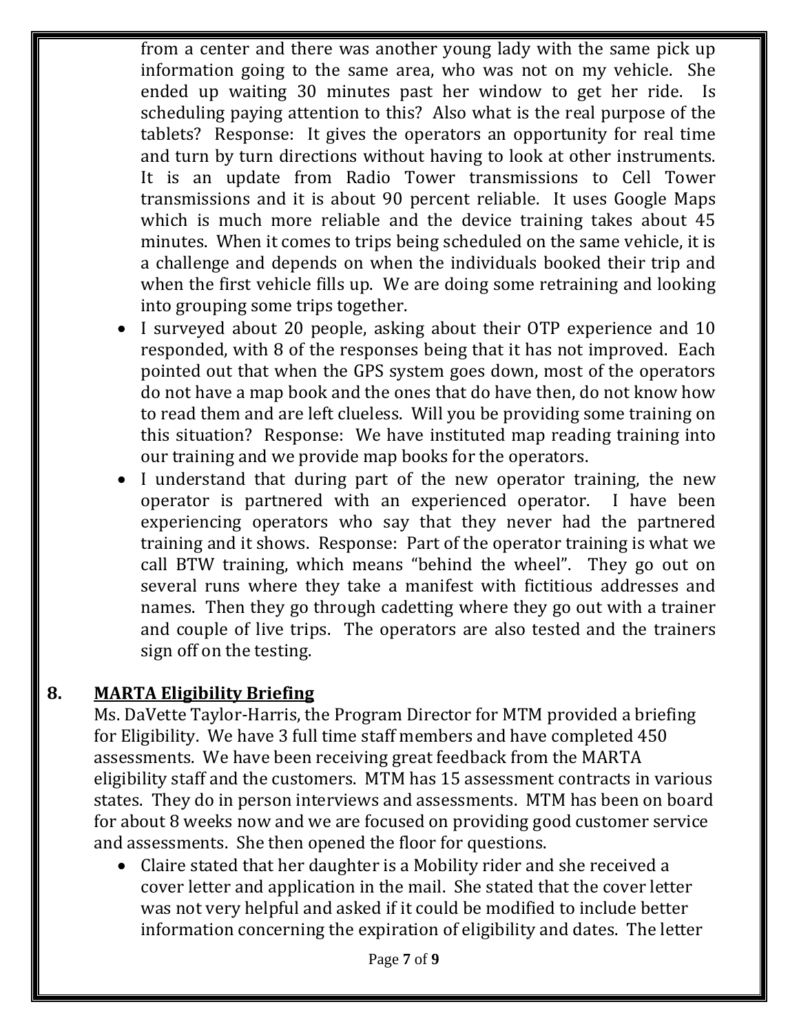from a center and there was another young lady with the same pick up information going to the same area, who was not on my vehicle. She ended up waiting 30 minutes past her window to get her ride. Is scheduling paying attention to this? Also what is the real purpose of the tablets? Response: It gives the operators an opportunity for real time and turn by turn directions without having to look at other instruments. It is an update from Radio Tower transmissions to Cell Tower transmissions and it is about 90 percent reliable. It uses Google Maps which is much more reliable and the device training takes about 45 minutes. When it comes to trips being scheduled on the same vehicle, it is a challenge and depends on when the individuals booked their trip and when the first vehicle fills up. We are doing some retraining and looking into grouping some trips together.

- I surveyed about 20 people, asking about their OTP experience and 10 responded, with 8 of the responses being that it has not improved. Each pointed out that when the GPS system goes down, most of the operators do not have a map book and the ones that do have then, do not know how to read them and are left clueless. Will you be providing some training on this situation? Response: We have instituted map reading training into our training and we provide map books for the operators.
- I understand that during part of the new operator training, the new operator is partnered with an experienced operator. I have been experiencing operators who say that they never had the partnered training and it shows. Response: Part of the operator training is what we call BTW training, which means "behind the wheel". They go out on several runs where they take a manifest with fictitious addresses and names. Then they go through cadetting where they go out with a trainer and couple of live trips. The operators are also tested and the trainers sign off on the testing.

## 8. MARTA Eligibility Briefing

Ms. DaVette Taylor-Harris, the Program Director for MTM provided a briefing for Eligibility. We have 3 full time staff members and have completed 450 assessments. We have been receiving great feedback from the MARTA eligibility staff and the customers. MTM has 15 assessment contracts in various states. They do in person interviews and assessments. MTM has been on board for about 8 weeks now and we are focused on providing good customer service and assessments. She then opened the floor for questions.

- Claire stated that her daughter is a Mobility rider and she received a cover letter and application in the mail. She stated that the cover letter was not very helpful and asked if it could be modified to include better information concerning the expiration of eligibility and dates. The letter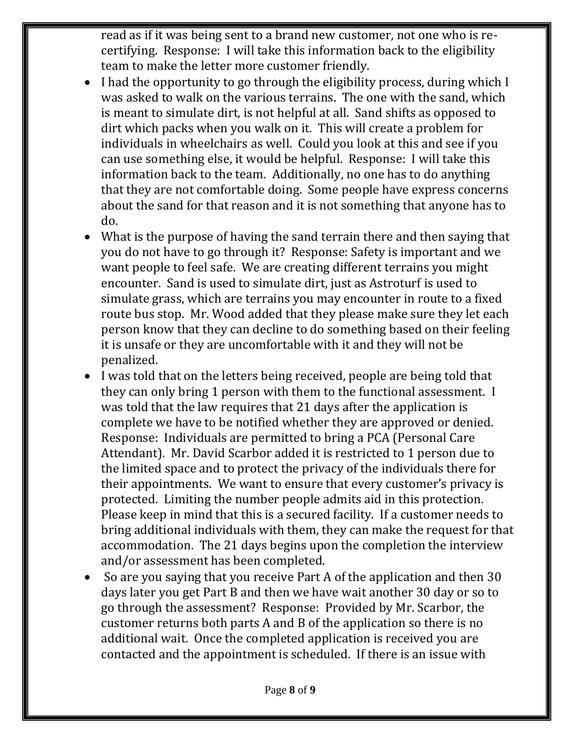read as if it was being sent to a brand new customer, not one who is re-certifying. Response: I will take this information back to the eligibility team to make the letter more customer friendly.

- I had the opportunity to go through the eligibility process, during which I was asked to walk on the various terrains. The one with the sand, which is meant to simulate dirt, is not helpful at all. Sand shifts as opposed to dirt which packs when you walk on it. This will create a problem for individuals in wheelchairs as well. Could you look at this and see if you can use something else, it would be helpful. Response: I will take this information back to the team. Additionally, no one has to do anything that they are not comfortable doing. Some people have express concerns about the sand for that reason and it is not something that anyone has to do.
- What is the purpose of having the sand terrain there and then saying that you do not have to go through it? Response: Safety is important and we want people to feel safe. We are creating different terrains you might encounter. Sand is used to simulate dirt, just as Astroturf is used to simulate grass, which are terrains you may encounter in route to a fixed route bus stop. Mr. Wood added that they please make sure they let each person know that they can decline to do something based on their feeling it is unsafe or they are uncomfortable with it and they will not be penalized.
- I was told that on the letters being received, people are being told that they can only bring 1 person with them to the functional assessment. I was told that the law requires that 21 days after the application is complete we have to be notified whether they are approved or denied. Response: Individuals are permitted to bring a PCA (Personal Care Attendant). Mr. David Scarbor added it is restricted to 1 person due to the limited space and to protect the privacy of the individuals there for their appointments. We want to ensure that every customer's privacy is protected. Limiting the number people admits aid in this protection. Please keep in mind that this is a secured facility. If a customer needs to bring additional individuals with them, they can make the request for that accommodation. The 21 days begins upon the completion the interview and/or assessment has been completed.
- So are you saying that you receive Part A of the application and then 30 days later you get Part B and then we have wait another 30 day or so to go through the assessment? Response: Provided by Mr. Scarbor, the customer returns both parts A and B of the application so there is no additional wait. Once the completed application is received you are contacted and the appointment is scheduled. If there is an issue with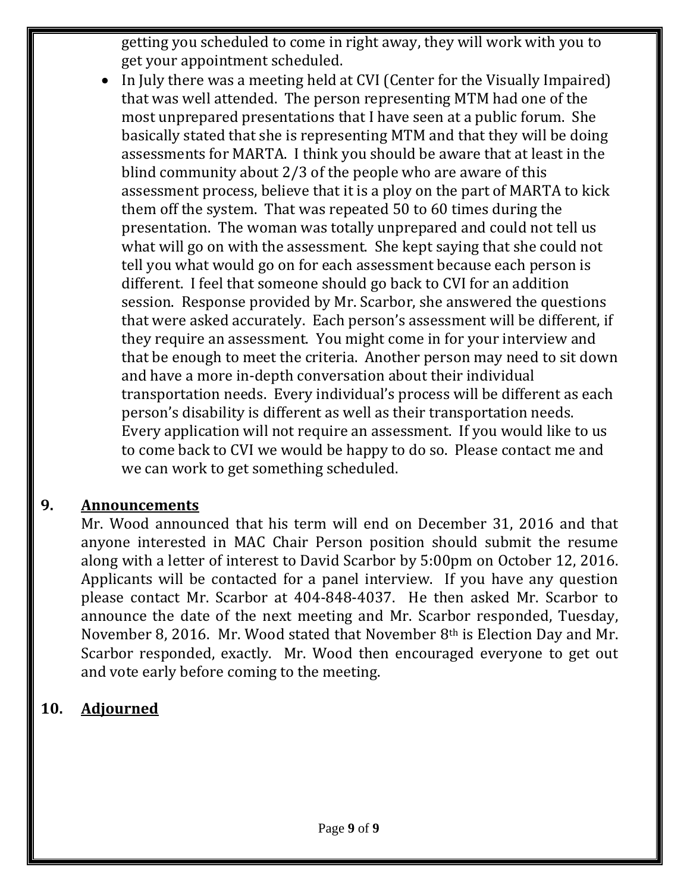getting you scheduled to come in right away, they will work with you to get your appointment scheduled.

- In July there was a meeting held at CVI (Center for the Visually Impaired) that was well attended. The person representing MTM had one of the most unprepared presentations that I have seen at a public forum. She basically stated that she is representing MTM and that they will be doing assessments for MARTA. I think you should be aware that at least in the blind community about 2/3 of the people who are aware of this assessment process, believe that it is a ploy on the part of MARTA to kick them off the system. That was repeated 50 to 60 times during the presentation. The woman was totally unprepared and could not tell us what will go on with the assessment. She kept saying that she could not tell you what would go on for each assessment because each person is different. I feel that someone should go back to CVI for an addition session. Response provided by Mr. Scarbor, she answered the questions that were asked accurately. Each person's assessment will be different, if they require an assessment. You might come in for your interview and that be enough to meet the criteria. Another person may need to sit down and have a more in-depth conversation about their individual transportation needs. Every individual's process will be different as each person's disability is different as well as their transportation needs. Every application will not require an assessment. If you would like to us to come back to CVI we would be happy to do so. Please contact me and we can work to get something scheduled.

## 9. Announcements

Mr. Wood announced that his term will end on December 31, 2016 and that anyone interested in MAC Chair Person position should submit the resume along with a letter of interest to David Scarbor by 5:00pm on October 12, 2016. Applicants will be contacted for a panel interview. If you have any question please contact Mr. Scarbor at 404-848-4037. He then asked Mr. Scarbor to announce the date of the next meeting and Mr. Scarbor responded, Tuesday, November 8, 2016. Mr. Wood stated that November 8th is Election Day and Mr. Scarbor responded, exactly. Mr. Wood then encouraged everyone to get out and vote early before coming to the meeting.

## 10. Adjourned